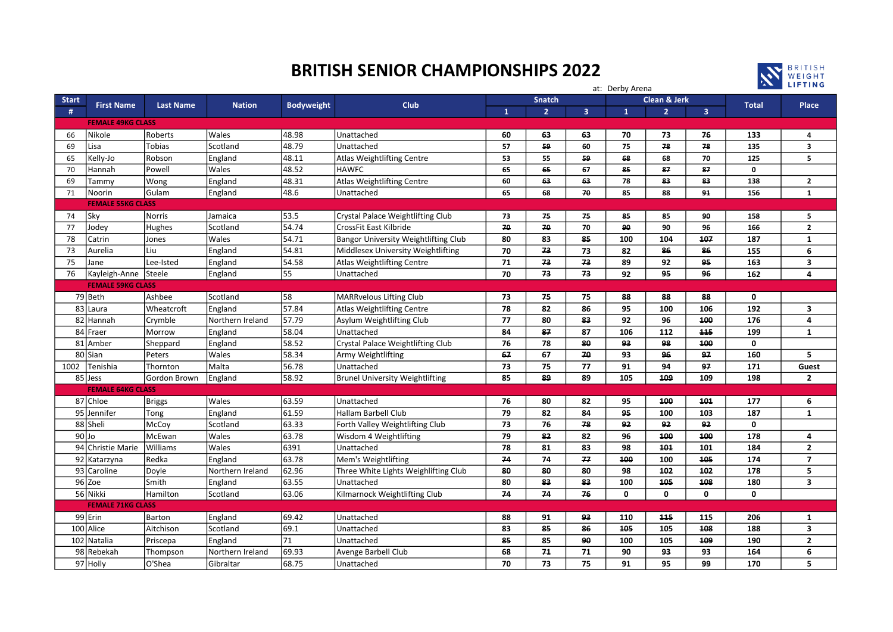# BRITISH SENIOR CHAMPIONSHIPS 2022

at: Derby Arena

| Start # | First Name | Last Name | Nation | Bodyweight | Club | Snatch 1 | Snatch 2 | Snatch 3 | Clean & Jerk 1 | Clean & Jerk 2 | Clean & Jerk 3 | Total | Place |
|---|---|---|---|---|---|---|---|---|---|---|---|---|---|
| **FEMALE 49KG CLASS** | | | | | | | | | | | | | |
| 66 | Nikole | Roberts | Wales | 48.98 | Unattached | 60 | ~~63~~ | ~~63~~ | 70 | 73 | ~~76~~ | 133 | 4 |
| 69 | Lisa | Tobias | Scotland | 48.79 | Unattached | 57 | ~~59~~ | 60 | 75 | ~~78~~ | ~~78~~ | 135 | 3 |
| 65 | Kelly-Jo | Robson | England | 48.11 | Atlas Weightlifting Centre | 53 | 55 | ~~59~~ | ~~68~~ | 68 | 70 | 125 | 5 |
| 70 | Hannah | Powell | Wales | 48.52 | HAWFC | 65 | ~~65~~ | 67 | ~~85~~ | ~~87~~ | ~~87~~ | 0 | |
| 69 | Tammy | Wong | England | 48.31 | Atlas Weightlifting Centre | 60 | ~~63~~ | ~~63~~ | 78 | ~~83~~ | ~~83~~ | 138 | 2 |
| 71 | Noorin | Gulam | England | 48.6 | Unattached | 65 | 68 | ~~70~~ | 85 | 88 | ~~91~~ | 156 | 1 |
| **FEMALE 55KG CLASS** | | | | | | | | | | | | | |
| 74 | Sky | Norris | Jamaica | 53.5 | Crystal Palace Weightlifting Club | 73 | ~~75~~ | ~~75~~ | ~~85~~ | 85 | ~~90~~ | 158 | 5 |
| 77 | Jodey | Hughes | Scotland | 54.74 | CrossFit East Kilbride | ~~70~~ | ~~70~~ | 70 | ~~90~~ | 90 | 96 | 166 | 2 |
| 78 | Catrin | Jones | Wales | 54.71 | Bangor University Weightlifting Club | 80 | 83 | ~~85~~ | 100 | 104 | ~~107~~ | 187 | 1 |
| 73 | Aurelia | Liu | England | 54.81 | Middlesex University Weightlifting | 70 | ~~73~~ | 73 | 82 | ~~86~~ | ~~86~~ | 155 | 6 |
| 75 | Jane | Lee-Isted | England | 54.58 | Atlas Weightlifting Centre | 71 | ~~73~~ | ~~73~~ | 89 | 92 | ~~95~~ | 163 | 3 |
| 76 | Kayleigh-Anne | Steele | England | 55 | Unattached | 70 | ~~73~~ | ~~73~~ | 92 | ~~95~~ | ~~96~~ | 162 | 4 |
| **FEMALE 59KG CLASS** | | | | | | | | | | | | | |
| 79 | Beth | Ashbee | Scotland | 58 | MARRvelous Lifting Club | 73 | ~~75~~ | 75 | ~~88~~ | ~~88~~ | ~~88~~ | 0 | |
| 83 | Laura | Wheatcroft | England | 57.84 | Atlas Weightlifting Centre | 78 | 82 | 86 | 95 | 100 | 106 | 192 | 3 |
| 82 | Hannah | Crymble | Northern Ireland | 57.79 | Asylum Weightlifting Club | 77 | 80 | ~~83~~ | 92 | 96 | ~~100~~ | 176 | 4 |
| 84 | Fraer | Morrow | England | 58.04 | Unattached | 84 | ~~87~~ | 87 | 106 | 112 | ~~115~~ | 199 | 1 |
| 81 | Amber | Sheppard | England | 58.52 | Crystal Palace Weightlifting Club | 76 | 78 | ~~80~~ | ~~93~~ | ~~98~~ | ~~100~~ | 0 | |
| 80 | Sian | Peters | Wales | 58.34 | Army Weightlifting | ~~67~~ | 67 | ~~70~~ | 93 | ~~96~~ | ~~97~~ | 160 | 5 |
| 1002 | Tenishia | Thornton | Malta | 56.78 | Unattached | 73 | 75 | 77 | 91 | 94 | ~~97~~ | 171 | Guest |
| 85 | Jess | Gordon Brown | England | 58.92 | Brunel University Weightlifting | 85 | ~~89~~ | 89 | 105 | ~~109~~ | 109 | 198 | 2 |
| **FEMALE 64KG CLASS** | | | | | | | | | | | | | |
| 87 | Chloe | Briggs | Wales | 63.59 | Unattached | 76 | 80 | 82 | 95 | ~~100~~ | ~~101~~ | 177 | 6 |
| 95 | Jennifer | Tong | England | 61.59 | Hallam Barbell Club | 79 | 82 | 84 | ~~95~~ | 100 | 103 | 187 | 1 |
| 88 | Sheli | McCoy | Scotland | 63.33 | Forth Valley Weightlifting Club | 73 | 76 | ~~78~~ | ~~92~~ | ~~92~~ | ~~92~~ | 0 | |
| 90 | Jo | McEwan | Wales | 63.78 | Wisdom 4 Weightlifting | 79 | ~~82~~ | 82 | 96 | ~~100~~ | ~~100~~ | 178 | 4 |
| 94 | Christie Marie | Williams | Wales | 6391 | Unattached | 78 | 81 | 83 | 98 | ~~101~~ | 101 | 184 | 2 |
| 92 | Katarzyna | Redka | England | 63.78 | Mem's Weightlifting | ~~74~~ | 74 | ~~77~~ | ~~100~~ | 100 | ~~105~~ | 174 | 7 |
| 93 | Caroline | Doyle | Northern Ireland | 62.96 | Three White Lights Weighlifting Club | ~~80~~ | ~~80~~ | 80 | 98 | ~~102~~ | ~~102~~ | 178 | 5 |
| 96 | Zoe | Smith | England | 63.55 | Unattached | 80 | ~~83~~ | ~~83~~ | 100 | ~~105~~ | ~~108~~ | 180 | 3 |
| 56 | Nikki | Hamilton | Scotland | 63.06 | Kilmarnock Weightlifting Club | ~~74~~ | ~~74~~ | ~~76~~ | 0 | 0 | 0 | 0 | |
| **FEMALE 71KG CLASS** | | | | | | | | | | | | | |
| 99 | Erin | Barton | England | 69.42 | Unattached | 88 | 91 | ~~93~~ | 110 | ~~115~~ | 115 | 206 | 1 |
| 100 | Alice | Aitchison | Scotland | 69.1 | Unattached | 83 | ~~85~~ | ~~86~~ | ~~105~~ | 105 | ~~108~~ | 188 | 3 |
| 102 | Natalia | Priscepa | England | 71 | Unattached | ~~85~~ | 85 | ~~90~~ | 100 | 105 | ~~109~~ | 190 | 2 |
| 98 | Rebekah | Thompson | Northern Ireland | 69.93 | Avenge Barbell Club | 68 | ~~71~~ | 71 | 90 | ~~93~~ | 93 | 164 | 6 |
| 97 | Holly | O'Shea | Gibraltar | 68.75 | Unattached | 70 | 73 | 75 | 91 | 95 | ~~99~~ | 170 | 5 |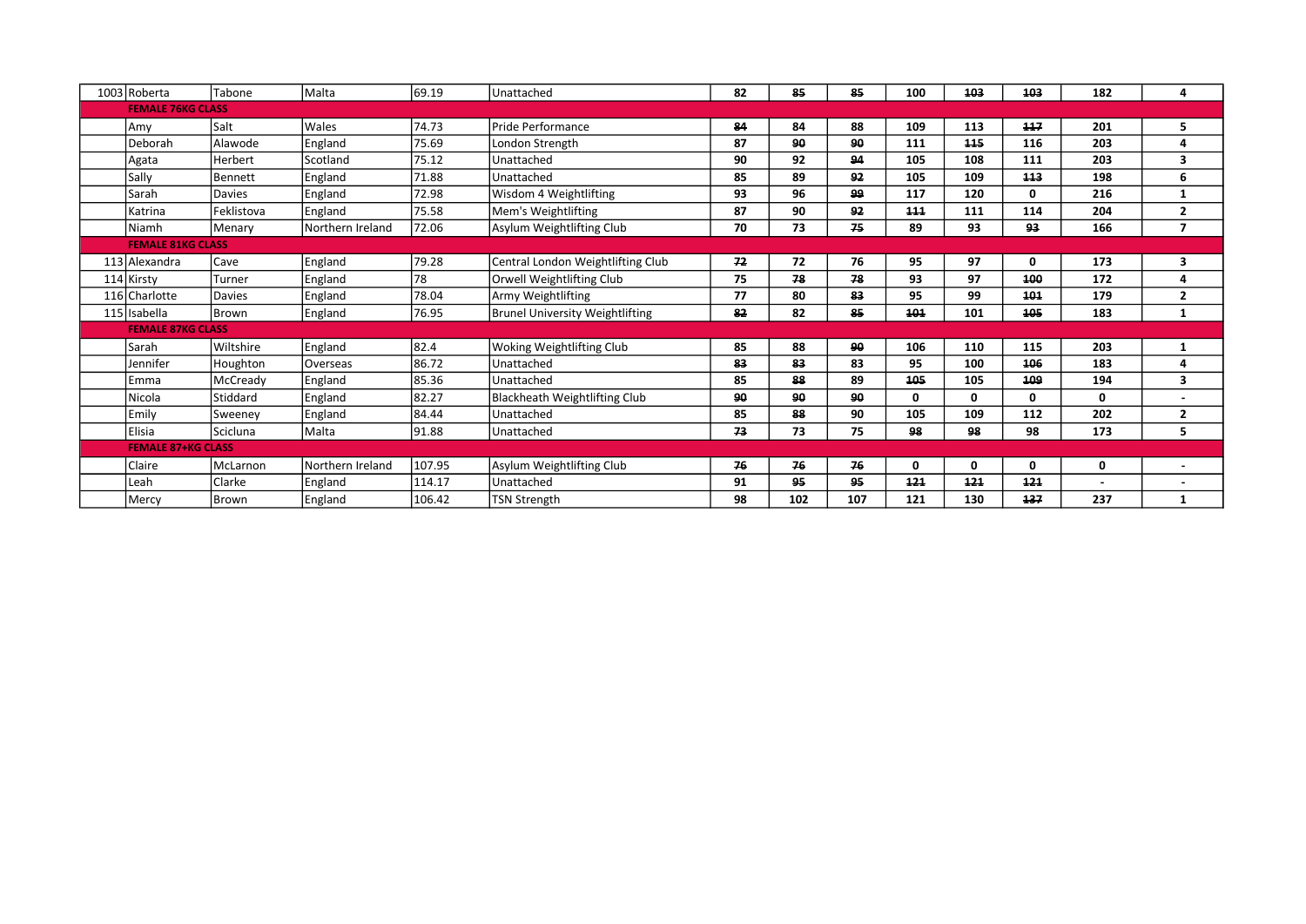| | | | | | | | | | | | | | |
|---|---|---|---|---|---|---|---|---|---|---|---|---|---|
| 1003 | Roberta | Tabone | Malta | 69.19 | Unattached | 82 | ~~85~~ | ~~85~~ | 100 | ~~103~~ | ~~103~~ | 182 | 4 |
| | **FEMALE 76KG CLASS** | | | | | | | | | | | | |
| | Amy | Salt | Wales | 74.73 | Pride Performance | ~~84~~ | 84 | 88 | 109 | 113 | ~~117~~ | 201 | 5 |
| | Deborah | Alawode | England | 75.69 | London Strength | 87 | ~~90~~ | ~~90~~ | 111 | ~~115~~ | 116 | 203 | 4 |
| | Agata | Herbert | Scotland | 75.12 | Unattached | 90 | 92 | ~~94~~ | 105 | 108 | 111 | 203 | 3 |
| | Sally | Bennett | England | 71.88 | Unattached | 85 | 89 | ~~92~~ | 105 | 109 | ~~113~~ | 198 | 6 |
| | Sarah | Davies | England | 72.98 | Wisdom 4 Weightlifting | 93 | 96 | ~~99~~ | 117 | 120 | 0 | 216 | 1 |
| | Katrina | Feklistova | England | 75.58 | Mem's Weightlifting | 87 | 90 | ~~92~~ | ~~111~~ | 111 | 114 | 204 | 2 |
| | Niamh | Menary | Northern Ireland | 72.06 | Asylum Weightlifting Club | 70 | 73 | ~~75~~ | 89 | 93 | ~~93~~ | 166 | 7 |
| | **FEMALE 81KG CLASS** | | | | | | | | | | | | |
| 113 | Alexandra | Cave | England | 79.28 | Central London Weightlifting Club | ~~72~~ | 72 | 76 | 95 | 97 | 0 | 173 | 3 |
| 114 | Kirsty | Turner | England | 78 | Orwell Weightlifting Club | 75 | ~~78~~ | ~~78~~ | 93 | 97 | ~~100~~ | 172 | 4 |
| 116 | Charlotte | Davies | England | 78.04 | Army Weightlifting | 77 | 80 | ~~83~~ | 95 | 99 | ~~101~~ | 179 | 2 |
| 115 | Isabella | Brown | England | 76.95 | Brunel University Weightlifting | ~~82~~ | 82 | ~~85~~ | ~~101~~ | 101 | ~~105~~ | 183 | 1 |
| | **FEMALE 87KG CLASS** | | | | | | | | | | | | |
| | Sarah | Wiltshire | England | 82.4 | Woking Weightlifting Club | 85 | 88 | ~~90~~ | 106 | 110 | 115 | 203 | 1 |
| | Jennifer | Houghton | Overseas | 86.72 | Unattached | ~~83~~ | ~~83~~ | 83 | 95 | 100 | ~~106~~ | 183 | 4 |
| | Emma | McCready | England | 85.36 | Unattached | 85 | ~~88~~ | 89 | ~~105~~ | 105 | ~~109~~ | 194 | 3 |
| | Nicola | Stiddard | England | 82.27 | Blackheath Weightlifting Club | ~~90~~ | ~~90~~ | ~~90~~ | 0 | 0 | 0 | 0 | - |
| | Emily | Sweeney | England | 84.44 | Unattached | 85 | ~~88~~ | 90 | 105 | 109 | 112 | 202 | 2 |
| | Elisia | Scicluna | Malta | 91.88 | Unattached | ~~73~~ | 73 | 75 | ~~98~~ | ~~98~~ | 98 | 173 | 5 |
| | **FEMALE 87+KG CLASS** | | | | | | | | | | | | |
| | Claire | McLarnon | Northern Ireland | 107.95 | Asylum Weightlifting Club | ~~76~~ | ~~76~~ | ~~76~~ | 0 | 0 | 0 | 0 | - |
| | Leah | Clarke | England | 114.17 | Unattached | 91 | ~~95~~ | ~~95~~ | ~~121~~ | ~~121~~ | ~~121~~ | - | - |
| | Mercy | Brown | England | 106.42 | TSN Strength | 98 | 102 | 107 | 121 | 130 | ~~137~~ | 237 | 1 |